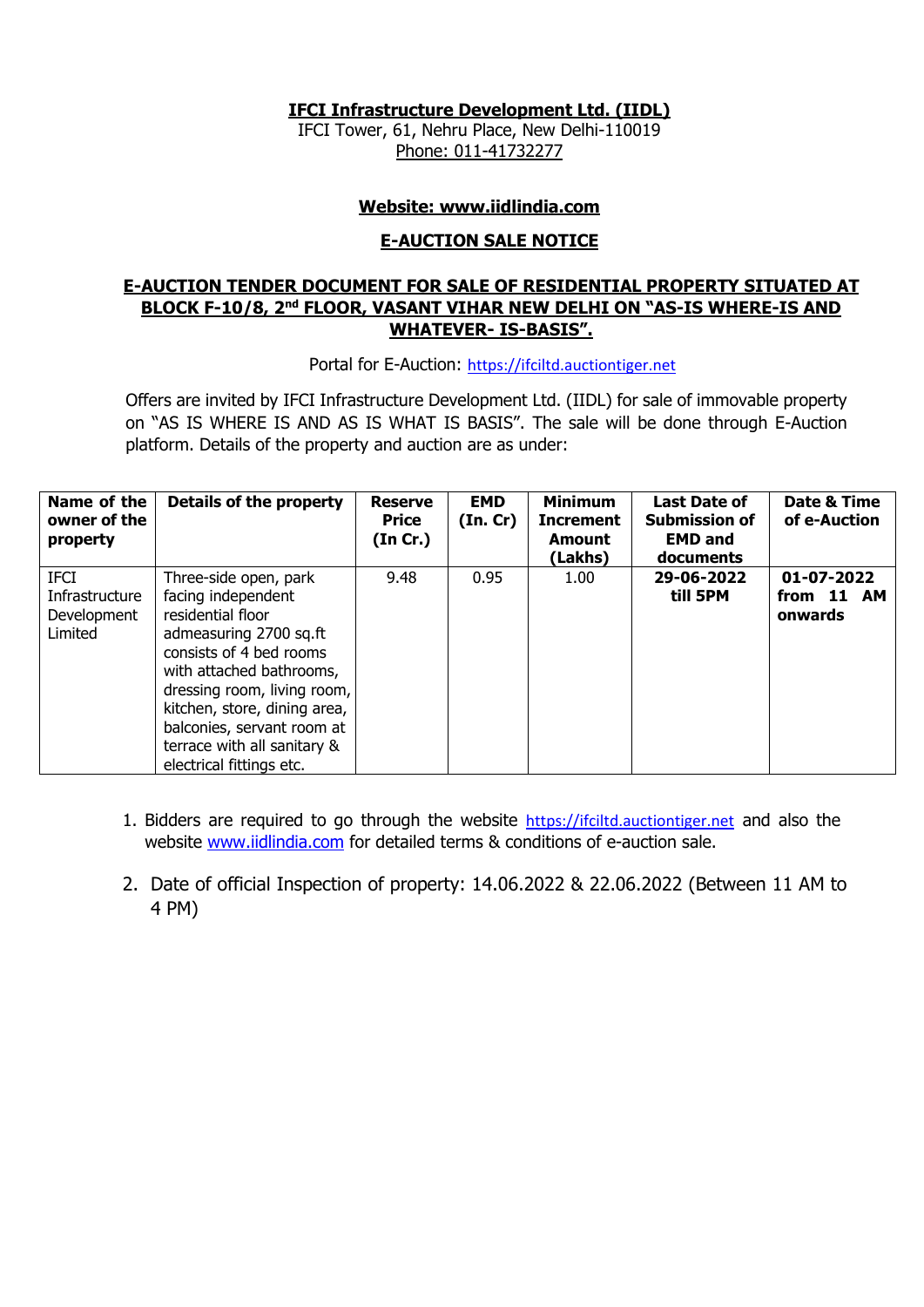**IFCI Infrastructure Development Ltd. (IIDL)**
IFCI Tower, 61, Nehru Place, New Delhi-110019
Phone: 011-41732277

**Website: www.iidlindia.com**

## E-AUCTION SALE NOTICE

### E-AUCTION TENDER DOCUMENT FOR SALE OF RESIDENTIAL PROPERTY SITUATED AT BLOCK F-10/8, 2nd FLOOR, VASANT VIHAR NEW DELHI ON "AS-IS WHERE-IS AND WHATEVER- IS-BASIS".

Portal for E-Auction: https://ifciltd.auctiontiger.net

Offers are invited by IFCI Infrastructure Development Ltd. (IIDL) for sale of immovable property on "AS IS WHERE IS AND AS IS WHAT IS BASIS". The sale will be done through E-Auction platform. Details of the property and auction are as under:

| Name of the owner of the property | Details of the property | Reserve Price (In Cr.) | EMD (In. Cr) | Minimum Increment Amount (Lakhs) | Last Date of Submission of EMD and documents | Date & Time of e-Auction |
|---|---|---|---|---|---|---|
| IFCI Infrastructure Development Limited | Three-side open, park facing independent residential floor admeasuring 2700 sq.ft consists of 4 bed rooms with attached bathrooms, dressing room, living room, kitchen, store, dining area, balconies, servant room at terrace with all sanitary & electrical fittings etc. | 9.48 | 0.95 | 1.00 | **29-06-2022 till 5PM** | **01-07-2022 from 11 AM onwards** |

1. Bidders are required to go through the website https://ifciltd.auctiontiger.net and also the website www.iidlindia.com for detailed terms & conditions of e-auction sale.
2. Date of official Inspection of property: 14.06.2022 & 22.06.2022 (Between 11 AM to 4 PM)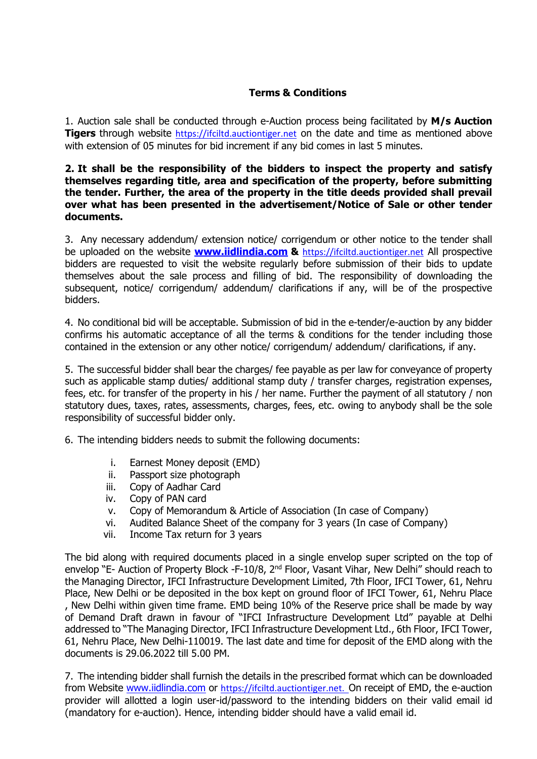**Terms & Conditions**

1. Auction sale shall be conducted through e-Auction process being facilitated by **M/s Auction Tigers** through website https://ifciltd.auctiontiger.net on the date and time as mentioned above with extension of 05 minutes for bid increment if any bid comes in last 5 minutes.

**2. It shall be the responsibility of the bidders to inspect the property and satisfy themselves regarding title, area and specification of the property, before submitting the tender. Further, the area of the property in the title deeds provided shall prevail over what has been presented in the advertisement/Notice of Sale or other tender documents.**

3. Any necessary addendum/ extension notice/ corrigendum or other notice to the tender shall be uploaded on the website **www.iidlindia.com** **&** https://ifciltd.auctiontiger.net All prospective bidders are requested to visit the website regularly before submission of their bids to update themselves about the sale process and filling of bid. The responsibility of downloading the subsequent, notice/ corrigendum/ addendum/ clarifications if any, will be of the prospective bidders.

4. No conditional bid will be acceptable. Submission of bid in the e-tender/e-auction by any bidder confirms his automatic acceptance of all the terms & conditions for the tender including those contained in the extension or any other notice/ corrigendum/ addendum/ clarifications, if any.

5. The successful bidder shall bear the charges/ fee payable as per law for conveyance of property such as applicable stamp duties/ additional stamp duty / transfer charges, registration expenses, fees, etc. for transfer of the property in his / her name. Further the payment of all statutory / non statutory dues, taxes, rates, assessments, charges, fees, etc. owing to anybody shall be the sole responsibility of successful bidder only.

6. The intending bidders needs to submit the following documents:

   i. Earnest Money deposit (EMD)
   ii. Passport size photograph
   iii. Copy of Aadhar Card
   iv. Copy of PAN card
   v. Copy of Memorandum & Article of Association (In case of Company)
   vi. Audited Balance Sheet of the company for 3 years (In case of Company)
   vii. Income Tax return for 3 years

The bid along with required documents placed in a single envelop super scripted on the top of envelop "E- Auction of Property Block -F-10/8, 2nd Floor, Vasant Vihar, New Delhi" should reach to the Managing Director, IFCI Infrastructure Development Limited, 7th Floor, IFCI Tower, 61, Nehru Place, New Delhi or be deposited in the box kept on ground floor of IFCI Tower, 61, Nehru Place , New Delhi within given time frame. EMD being 10% of the Reserve price shall be made by way of Demand Draft drawn in favour of "IFCI Infrastructure Development Ltd" payable at Delhi addressed to "The Managing Director, IFCI Infrastructure Development Ltd., 6th Floor, IFCI Tower, 61, Nehru Place, New Delhi-110019. The last date and time for deposit of the EMD along with the documents is 29.06.2022 till 5.00 PM.

7. The intending bidder shall furnish the details in the prescribed format which can be downloaded from Website www.iidlindia.com or https://ifciltd.auctiontiger.net. On receipt of EMD, the e-auction provider will allotted a login user-id/password to the intending bidders on their valid email id (mandatory for e-auction). Hence, intending bidder should have a valid email id.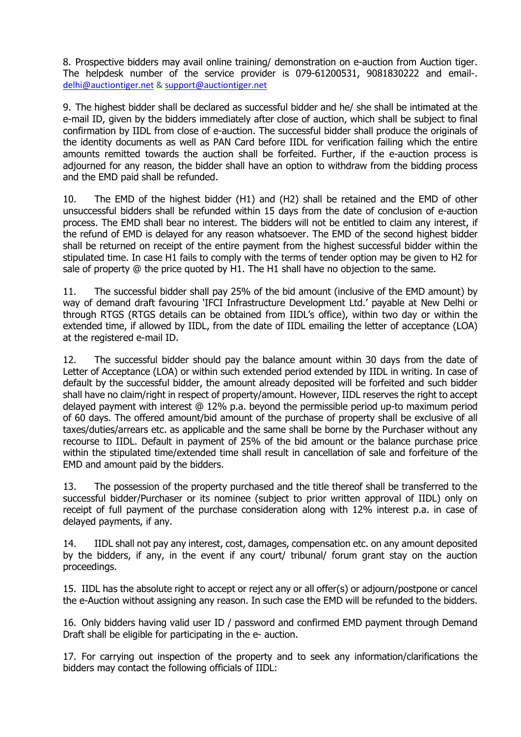8. Prospective bidders may avail online training/ demonstration on e-auction from Auction tiger. The helpdesk number of the service provider is 079-61200531, 9081830222 and email-. delhi@auctiontiger.net & support@auctiontiger.net

9. The highest bidder shall be declared as successful bidder and he/ she shall be intimated at the e-mail ID, given by the bidders immediately after close of auction, which shall be subject to final confirmation by IIDL from close of e-auction. The successful bidder shall produce the originals of the identity documents as well as PAN Card before IIDL for verification failing which the entire amounts remitted towards the auction shall be forfeited. Further, if the e-auction process is adjourned for any reason, the bidder shall have an option to withdraw from the bidding process and the EMD paid shall be refunded.

10. The EMD of the highest bidder (H1) and (H2) shall be retained and the EMD of other unsuccessful bidders shall be refunded within 15 days from the date of conclusion of e-auction process. The EMD shall bear no interest. The bidders will not be entitled to claim any interest, if the refund of EMD is delayed for any reason whatsoever. The EMD of the second highest bidder shall be returned on receipt of the entire payment from the highest successful bidder within the stipulated time. In case H1 fails to comply with the terms of tender option may be given to H2 for sale of property @ the price quoted by H1. The H1 shall have no objection to the same.

11. The successful bidder shall pay 25% of the bid amount (inclusive of the EMD amount) by way of demand draft favouring 'IFCI Infrastructure Development Ltd.' payable at New Delhi or through RTGS (RTGS details can be obtained from IIDL's office), within two day or within the extended time, if allowed by IIDL, from the date of IIDL emailing the letter of acceptance (LOA) at the registered e-mail ID.

12. The successful bidder should pay the balance amount within 30 days from the date of Letter of Acceptance (LOA) or within such extended period extended by IIDL in writing. In case of default by the successful bidder, the amount already deposited will be forfeited and such bidder shall have no claim/right in respect of property/amount. However, IIDL reserves the right to accept delayed payment with interest @ 12% p.a. beyond the permissible period up-to maximum period of 60 days. The offered amount/bid amount of the purchase of property shall be exclusive of all taxes/duties/arrears etc. as applicable and the same shall be borne by the Purchaser without any recourse to IIDL. Default in payment of 25% of the bid amount or the balance purchase price within the stipulated time/extended time shall result in cancellation of sale and forfeiture of the EMD and amount paid by the bidders.

13. The possession of the property purchased and the title thereof shall be transferred to the successful bidder/Purchaser or its nominee (subject to prior written approval of IIDL) only on receipt of full payment of the purchase consideration along with 12% interest p.a. in case of delayed payments, if any.

14. IIDL shall not pay any interest, cost, damages, compensation etc. on any amount deposited by the bidders, if any, in the event if any court/ tribunal/ forum grant stay on the auction proceedings.

15. IIDL has the absolute right to accept or reject any or all offer(s) or adjourn/postpone or cancel the e-Auction without assigning any reason. In such case the EMD will be refunded to the bidders.

16. Only bidders having valid user ID / password and confirmed EMD payment through Demand Draft shall be eligible for participating in the e- auction.

17. For carrying out inspection of the property and to seek any information/clarifications the bidders may contact the following officials of IIDL: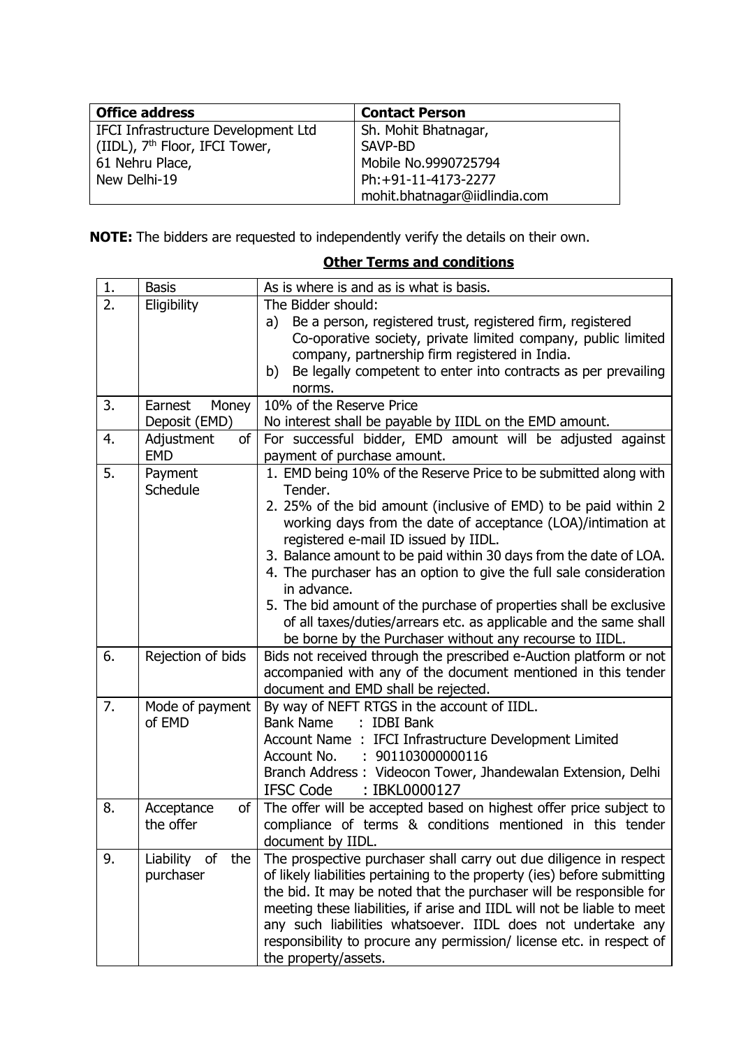| Office address | Contact Person |
|---|---|
| IFCI Infrastructure Development Ltd (IIDL), 7th Floor, IFCI Tower, 61 Nehru Place, New Delhi-19 | Sh. Mohit Bhatnagar, SAVP-BD Mobile No.9990725794 Ph:+91-11-4173-2277 mohit.bhatnagar@iidlindia.com |

**NOTE:** The bidders are requested to independently verify the details on their own.

## Other Terms and conditions

| 1. | Basis | As is where is and as is what is basis. |
|---|---|---|
| 2. | Eligibility | The Bidder should: a) Be a person, registered trust, registered firm, registered Co-oporative society, private limited company, public limited company, partnership firm registered in India. b) Be legally competent to enter into contracts as per prevailing norms. |
| 3. | Earnest Money Deposit (EMD) | 10% of the Reserve Price No interest shall be payable by IIDL on the EMD amount. |
| 4. | Adjustment of EMD | For successful bidder, EMD amount will be adjusted against payment of purchase amount. |
| 5. | Payment Schedule | 1. EMD being 10% of the Reserve Price to be submitted along with Tender. 2. 25% of the bid amount (inclusive of EMD) to be paid within 2 working days from the date of acceptance (LOA)/intimation at registered e-mail ID issued by IIDL. 3. Balance amount to be paid within 30 days from the date of LOA. 4. The purchaser has an option to give the full sale consideration in advance. 5. The bid amount of the purchase of properties shall be exclusive of all taxes/duties/arrears etc. as applicable and the same shall be borne by the Purchaser without any recourse to IIDL. |
| 6. | Rejection of bids | Bids not received through the prescribed e-Auction platform or not accompanied with any of the document mentioned in this tender document and EMD shall be rejected. |
| 7. | Mode of payment of EMD | By way of NEFT RTGS in the account of IIDL. Bank Name : IDBI Bank Account Name : IFCI Infrastructure Development Limited Account No. : 901103000000116 Branch Address : Videocon Tower, Jhandewalan Extension, Delhi IFSC Code : IBKL0000127 |
| 8. | Acceptance of the offer | The offer will be accepted based on highest offer price subject to compliance of terms & conditions mentioned in this tender document by IIDL. |
| 9. | Liability of the purchaser | The prospective purchaser shall carry out due diligence in respect of likely liabilities pertaining to the property (ies) before submitting the bid. It may be noted that the purchaser will be responsible for meeting these liabilities, if arise and IIDL will not be liable to meet any such liabilities whatsoever. IIDL does not undertake any responsibility to procure any permission/ license etc. in respect of the property/assets. |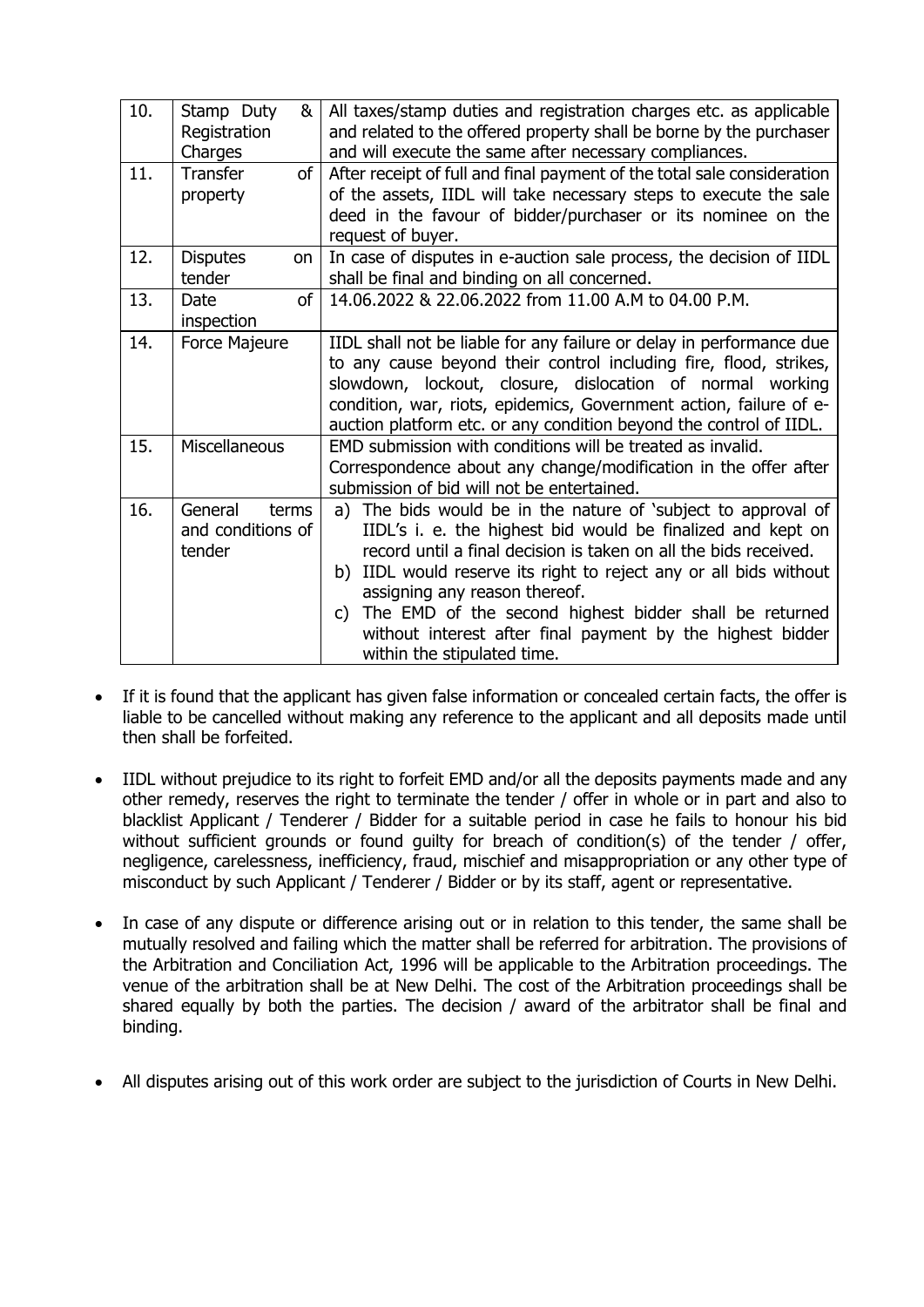| 10. | Stamp Duty & Registration Charges | All taxes/stamp duties and registration charges etc. as applicable and related to the offered property shall be borne by the purchaser and will execute the same after necessary compliances. |
|---|---|---|
| 11. | Transfer of property | After receipt of full and final payment of the total sale consideration of the assets, IIDL will take necessary steps to execute the sale deed in the favour of bidder/purchaser or its nominee on the request of buyer. |
| 12. | Disputes on tender | In case of disputes in e-auction sale process, the decision of IIDL shall be final and binding on all concerned. |
| 13. | Date of inspection | 14.06.2022 & 22.06.2022 from 11.00 A.M to 04.00 P.M. |
| 14. | Force Majeure | IIDL shall not be liable for any failure or delay in performance due to any cause beyond their control including fire, flood, strikes, slowdown, lockout, closure, dislocation of normal working condition, war, riots, epidemics, Government action, failure of e-auction platform etc. or any condition beyond the control of IIDL. |
| 15. | Miscellaneous | EMD submission with conditions will be treated as invalid.<br>Correspondence about any change/modification in the offer after submission of bid will not be entertained. |
| 16. | General terms and conditions of tender | a) The bids would be in the nature of 'subject to approval of IIDL's i. e. the highest bid would be finalized and kept on record until a final decision is taken on all the bids received.<br>b) IIDL would reserve its right to reject any or all bids without assigning any reason thereof.<br>c) The EMD of the second highest bidder shall be returned without interest after final payment by the highest bidder within the stipulated time. |

- If it is found that the applicant has given false information or concealed certain facts, the offer is liable to be cancelled without making any reference to the applicant and all deposits made until then shall be forfeited.

- IIDL without prejudice to its right to forfeit EMD and/or all the deposits payments made and any other remedy, reserves the right to terminate the tender / offer in whole or in part and also to blacklist Applicant / Tenderer / Bidder for a suitable period in case he fails to honour his bid without sufficient grounds or found guilty for breach of condition(s) of the tender / offer, negligence, carelessness, inefficiency, fraud, mischief and misappropriation or any other type of misconduct by such Applicant / Tenderer / Bidder or by its staff, agent or representative.

- In case of any dispute or difference arising out or in relation to this tender, the same shall be mutually resolved and failing which the matter shall be referred for arbitration. The provisions of the Arbitration and Conciliation Act, 1996 will be applicable to the Arbitration proceedings. The venue of the arbitration shall be at New Delhi. The cost of the Arbitration proceedings shall be shared equally by both the parties. The decision / award of the arbitrator shall be final and binding.

- All disputes arising out of this work order are subject to the jurisdiction of Courts in New Delhi.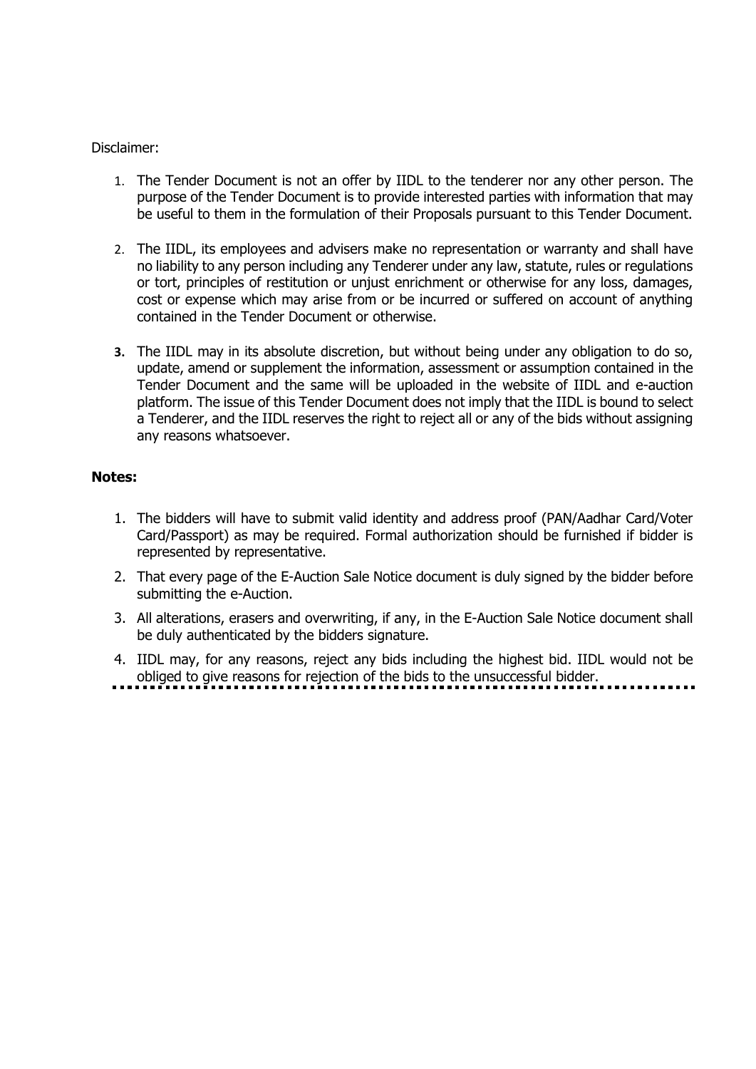Disclaimer:

1. The Tender Document is not an offer by IIDL to the tenderer nor any other person. The purpose of the Tender Document is to provide interested parties with information that may be useful to them in the formulation of their Proposals pursuant to this Tender Document.

2. The IIDL, its employees and advisers make no representation or warranty and shall have no liability to any person including any Tenderer under any law, statute, rules or regulations or tort, principles of restitution or unjust enrichment or otherwise for any loss, damages, cost or expense which may arise from or be incurred or suffered on account of anything contained in the Tender Document or otherwise.

3. The IIDL may in its absolute discretion, but without being under any obligation to do so, update, amend or supplement the information, assessment or assumption contained in the Tender Document and the same will be uploaded in the website of IIDL and e-auction platform. The issue of this Tender Document does not imply that the IIDL is bound to select a Tenderer, and the IIDL reserves the right to reject all or any of the bids without assigning any reasons whatsoever.

**Notes:**

1. The bidders will have to submit valid identity and address proof (PAN/Aadhar Card/Voter Card/Passport) as may be required. Formal authorization should be furnished if bidder is represented by representative.
2. That every page of the E-Auction Sale Notice document is duly signed by the bidder before submitting the e-Auction.
3. All alterations, erasers and overwriting, if any, in the E-Auction Sale Notice document shall be duly authenticated by the bidders signature.
4. IIDL may, for any reasons, reject any bids including the highest bid. IIDL would not be obliged to give reasons for rejection of the bids to the unsuccessful bidder.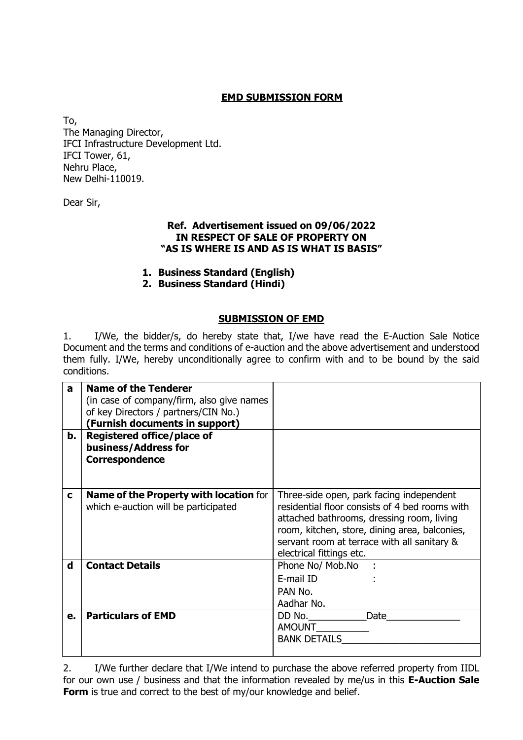## EMD SUBMISSION FORM

To,
The Managing Director,
IFCI Infrastructure Development Ltd.
IFCI Tower, 61,
Nehru Place,
New Delhi-110019.

Dear Sir,

**Ref. Advertisement issued on 09/06/2022**
**IN RESPECT OF SALE OF PROPERTY ON**
**"AS IS WHERE IS AND AS IS WHAT IS BASIS"**

1. **Business Standard (English)**
2. **Business Standard (Hindi)**

### SUBMISSION OF EMD

1. I/We, the bidder/s, do hereby state that, I/we have read the E-Auction Sale Notice Document and the terms and conditions of e-auction and the above advertisement and understood them fully. I/We, hereby unconditionally agree to confirm with and to be bound by the said conditions.

| | | |
|---|---|---|
| **a** | **Name of the Tenderer** (in case of company/firm, also give names of key Directors / partners/CIN No.) **(Furnish documents in support)** | |
| **b.** | **Registered office/place of business/Address for Correspondence** | |
| **c** | **Name of the Property with location** for which e-auction will be participated | Three-side open, park facing independent residential floor consists of 4 bed rooms with attached bathrooms, dressing room, living room, kitchen, store, dining area, balconies, servant room at terrace with all sanitary & electrical fittings etc. |
| **d** | **Contact Details** | Phone No/ Mob.No : <br> E-mail ID : <br> PAN No. <br> Aadhar No. |
| **e.** | **Particulars of EMD** | DD No.___________Date______________ <br> AMOUNT__________ <br> BANK DETAILS__________________________ |

2. I/We further declare that I/We intend to purchase the above referred property from IIDL for our own use / business and that the information revealed by me/us in this **E-Auction Sale Form** is true and correct to the best of my/our knowledge and belief.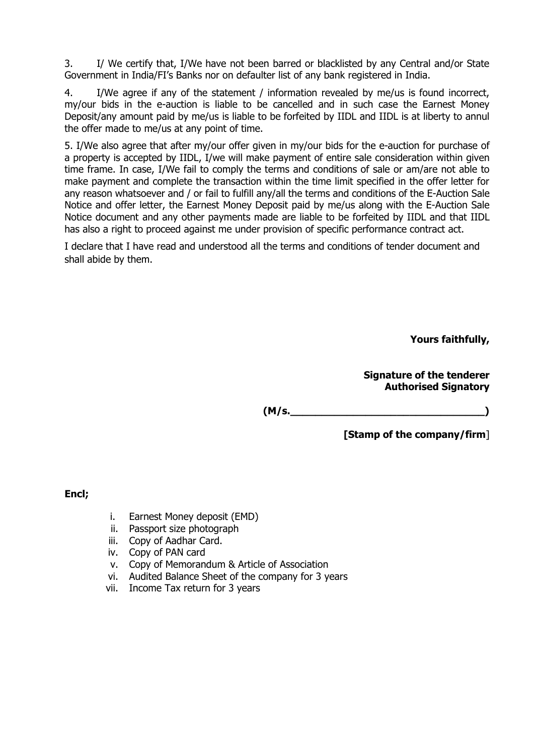3. I/ We certify that, I/We have not been barred or blacklisted by any Central and/or State Government in India/FI's Banks nor on defaulter list of any bank registered in India.

4. I/We agree if any of the statement / information revealed by me/us is found incorrect, my/our bids in the e-auction is liable to be cancelled and in such case the Earnest Money Deposit/any amount paid by me/us is liable to be forfeited by IIDL and IIDL is at liberty to annul the offer made to me/us at any point of time.

5. I/We also agree that after my/our offer given in my/our bids for the e-auction for purchase of a property is accepted by IIDL, I/we will make payment of entire sale consideration within given time frame. In case, I/We fail to comply the terms and conditions of sale or am/are not able to make payment and complete the transaction within the time limit specified in the offer letter for any reason whatsoever and / or fail to fulfill any/all the terms and conditions of the E-Auction Sale Notice and offer letter, the Earnest Money Deposit paid by me/us along with the E-Auction Sale Notice document and any other payments made are liable to be forfeited by IIDL and that IIDL has also a right to proceed against me under provision of specific performance contract act.

I declare that I have read and understood all the terms and conditions of tender document and shall abide by them.

**Yours faithfully,**

**Signature of the tenderer**
**Authorised Signatory**

**(M/s.________________________________)**

**[Stamp of the company/firm**]

**Encl;**

i. Earnest Money deposit (EMD)
ii. Passport size photograph
iii. Copy of Aadhar Card.
iv. Copy of PAN card
v. Copy of Memorandum & Article of Association
vi. Audited Balance Sheet of the company for 3 years
vii. Income Tax return for 3 years